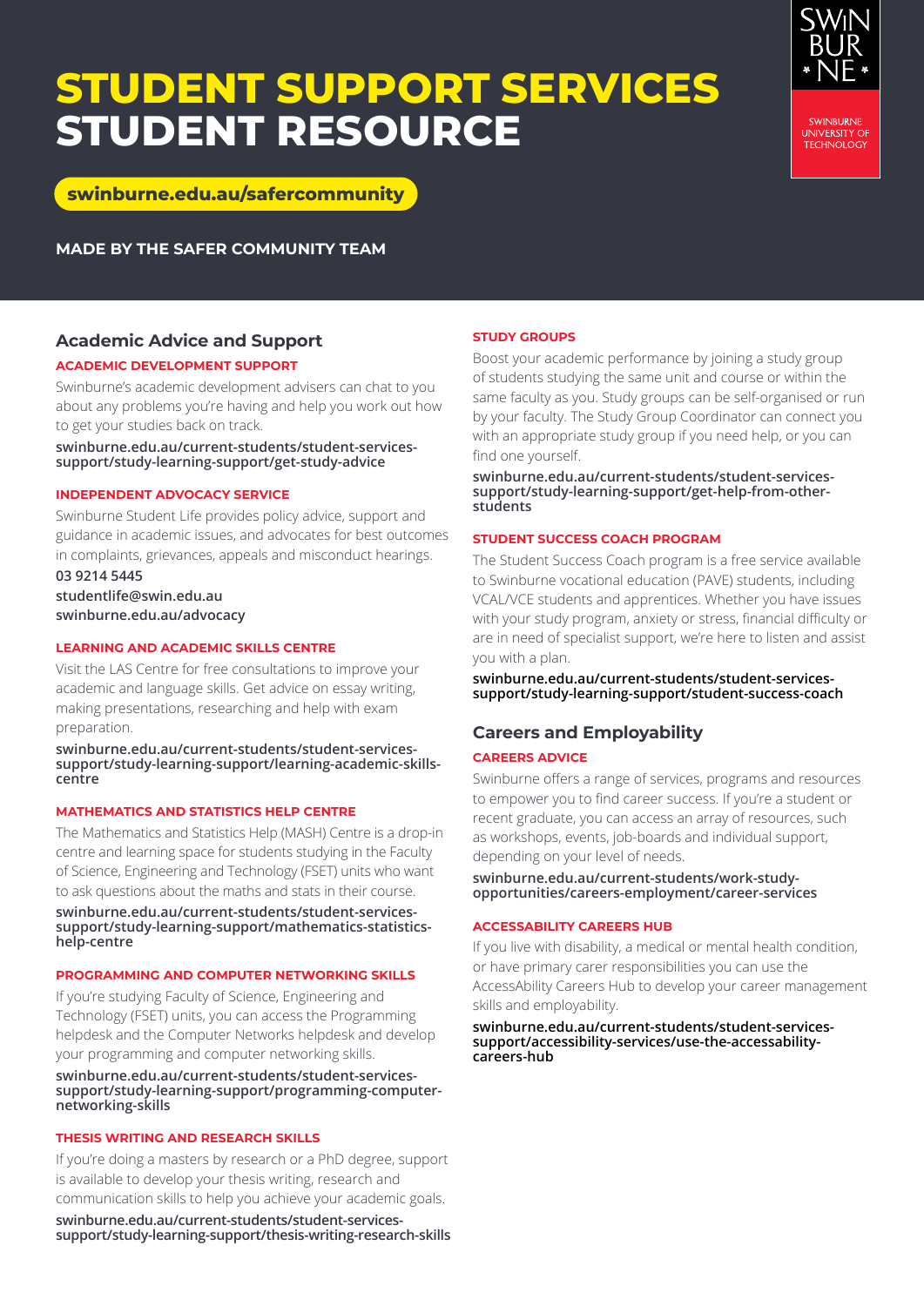# STUDENT SUPPORT SERVICES STUDENT RESOURCE

swinburne.edu.au/safercommunity

**MADE BY THE SAFER COMMUNITY TEAM**

SWINBURNE UNIVERSITY OF TECHNOLOGY

## Academic Advice and Support

### ACADEMIC DEVELOPMENT SUPPORT

Swinburne's academic development advisers can chat to you about any problems you're having and help you work out how to get your studies back on track.

**swinburne.edu.au/current-students/student-services-support/study-learning-support/get-study-advice**

### INDEPENDENT ADVOCACY SERVICE

Swinburne Student Life provides policy advice, support and guidance in academic issues, and advocates for best outcomes in complaints, grievances, appeals and misconduct hearings.

**03 9214 5445**
**studentlife@swin.edu.au**
**swinburne.edu.au/advocacy**

### LEARNING AND ACADEMIC SKILLS CENTRE

Visit the LAS Centre for free consultations to improve your academic and language skills. Get advice on essay writing, making presentations, researching and help with exam preparation.

**swinburne.edu.au/current-students/student-services-support/study-learning-support/learning-academic-skills-centre**

### MATHEMATICS AND STATISTICS HELP CENTRE

The Mathematics and Statistics Help (MASH) Centre is a drop-in centre and learning space for students studying in the Faculty of Science, Engineering and Technology (FSET) units who want to ask questions about the maths and stats in their course.

**swinburne.edu.au/current-students/student-services-support/study-learning-support/mathematics-statistics-help-centre**

### PROGRAMMING AND COMPUTER NETWORKING SKILLS

If you're studying Faculty of Science, Engineering and Technology (FSET) units, you can access the Programming helpdesk and the Computer Networks helpdesk and develop your programming and computer networking skills.

**swinburne.edu.au/current-students/student-services-support/study-learning-support/programming-computer-networking-skills**

### THESIS WRITING AND RESEARCH SKILLS

If you're doing a masters by research or a PhD degree, support is available to develop your thesis writing, research and communication skills to help you achieve your academic goals.

**swinburne.edu.au/current-students/student-services-support/study-learning-support/thesis-writing-research-skills**

### STUDY GROUPS

Boost your academic performance by joining a study group of students studying the same unit and course or within the same faculty as you. Study groups can be self-organised or run by your faculty. The Study Group Coordinator can connect you with an appropriate study group if you need help, or you can find one yourself.

**swinburne.edu.au/current-students/student-services-support/study-learning-support/get-help-from-other-students**

### STUDENT SUCCESS COACH PROGRAM

The Student Success Coach program is a free service available to Swinburne vocational education (PAVE) students, including VCAL/VCE students and apprentices. Whether you have issues with your study program, anxiety or stress, financial difficulty or are in need of specialist support, we're here to listen and assist you with a plan.

**swinburne.edu.au/current-students/student-services-support/study-learning-support/student-success-coach**

## Careers and Employability

### CAREERS ADVICE

Swinburne offers a range of services, programs and resources to empower you to find career success. If you're a student or recent graduate, you can access an array of resources, such as workshops, events, job-boards and individual support, depending on your level of needs.

**swinburne.edu.au/current-students/work-study-opportunities/careers-employment/career-services**

### ACCESSABILITY CAREERS HUB

If you live with disability, a medical or mental health condition, or have primary carer responsibilities you can use the AccessAbility Careers Hub to develop your career management skills and employability.

**swinburne.edu.au/current-students/student-services-support/accessibility-services/use-the-accessability-careers-hub**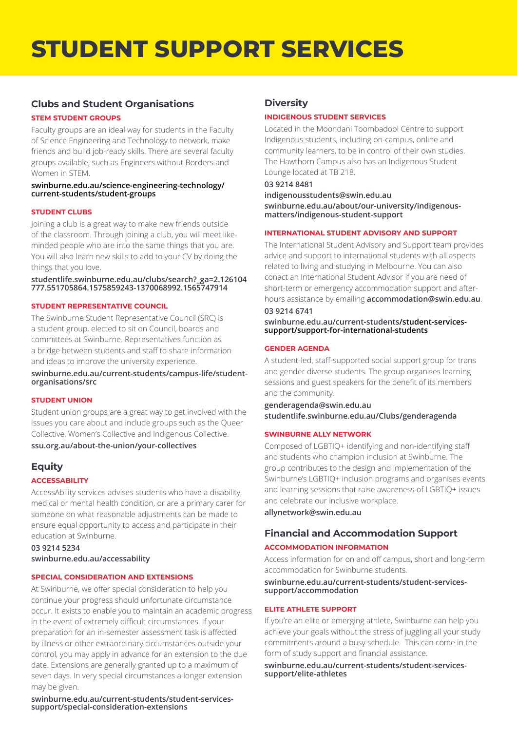# STUDENT SUPPORT SERVICES

## Clubs and Student Organisations

### STEM STUDENT GROUPS

Faculty groups are an ideal way for students in the Faculty of Science Engineering and Technology to network, make friends and build job-ready skills. There are several faculty groups available, such as Engineers without Borders and Women in STEM.

**swinburne.edu.au/science-engineering-technology/current-students/student-groups**

### STUDENT CLUBS

Joining a club is a great way to make new friends outside of the classroom. Through joining a club, you will meet like-minded people who are into the same things that you are. You will also learn new skills to add to your CV by doing the things that you love.

**studentlife.swinburne.edu.au/clubs/search?_ga=2.126104777.551705864.1575859243-1370068992.1565747914**

### STUDENT REPRESENTATIVE COUNCIL

The Swinburne Student Representative Council (SRC) is a student group, elected to sit on Council, boards and committees at Swinburne. Representatives function as a bridge between students and staff to share information and ideas to improve the university experience.

**swinburne.edu.au/current-students/campus-life/student-organisations/src**

### STUDENT UNION

Student union groups are a great way to get involved with the issues you care about and include groups such as the Queer Collective, Women's Collective and Indigenous Collective.

**ssu.org.au/about-the-union/your-collectives**

## Equity

### ACCESSABILITY

AccessAbility services advises students who have a disability, medical or mental health condition, or are a primary carer for someone on what reasonable adjustments can be made to ensure equal opportunity to access and participate in their education at Swinburne.

**03 9214 5234**
**swinburne.edu.au/accessability**

### SPECIAL CONSIDERATION AND EXTENSIONS

At Swinburne, we offer special consideration to help you continue your progress should unfortunate circumstance occur. It exists to enable you to maintain an academic progress in the event of extremely difficult circumstances. If your preparation for an in-semester assessment task is affected by illness or other extraordinary circumstances outside your control, you may apply in advance for an extension to the due date. Extensions are generally granted up to a maximum of seven days. In very special circumstances a longer extension may be given.

**swinburne.edu.au/current-students/student-services-support/special-consideration-extensions**

## Diversity

### INDIGENOUS STUDENT SERVICES

Located in the Moondani Toombadool Centre to support Indigenous students, including on-campus, online and community learners, to be in control of their own studies. The Hawthorn Campus also has an Indigenous Student Lounge located at TB 218.

**03 9214 8481**
**indigenousstudents@swin.edu.au**
**swinburne.edu.au/about/our-university/indigenous-matters/indigenous-student-support**

### INTERNATIONAL STUDENT ADVISORY AND SUPPORT

The International Student Advisory and Support team provides advice and support to international students with all aspects related to living and studying in Melbourne. You can also conact an International Student Advisor if you are need of short-term or emergency accommodation support and after-hours assistance by emailing **accommodation@swin.edu.au**.

**03 9214 6741**
**swinburne.edu.au/current-students/student-services-support/support-for-international-students**

### GENDER AGENDA

A student-led, staff-supported social support group for trans and gender diverse students. The group organises learning sessions and guest speakers for the benefit of its members and the community.

**genderagenda@swin.edu.au**
**studentlife.swinburne.edu.au/Clubs/genderagenda**

### SWINBURNE ALLY NETWORK

Composed of LGBTIQ+ identifying and non-identifying staff and students who champion inclusion at Swinburne. The group contributes to the design and implementation of the Swinburne's LGBTIQ+ inclusion programs and organises events and learning sessions that raise awareness of LGBTIQ+ issues and celebrate our inclusive workplace.

**allynetwork@swin.edu.au**

## Financial and Accommodation Support

### ACCOMMODATION INFORMATION

Access information for on and off campus, short and long-term accommodation for Swinburne students.

**swinburne.edu.au/current-students/student-services-support/accommodation**

### ELITE ATHLETE SUPPORT

If you're an elite or emerging athlete, Swinburne can help you achieve your goals without the stress of juggling all your study commitments around a busy schedule. This can come in the form of study support and financial assistance.

**swinburne.edu.au/current-students/student-services-support/elite-athletes**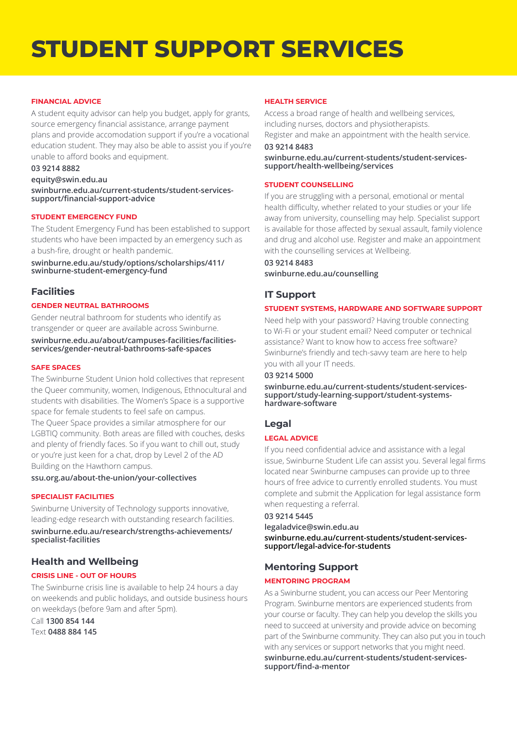# STUDENT SUPPORT SERVICES

#### FINANCIAL ADVICE

A student equity advisor can help you budget, apply for grants, source emergency financial assistance, arrange payment plans and provide accomodation support if you're a vocational education student. They may also be able to assist you if you're unable to afford books and equipment.

**03 9214 8882**

**equity@swin.edu.au**

**swinburne.edu.au/current-students/student-services-support/financial-support-advice**

#### STUDENT EMERGENCY FUND

The Student Emergency Fund has been established to support students who have been impacted by an emergency such as a bush-fire, drought or health pandemic.

**swinburne.edu.au/study/options/scholarships/411/swinburne-student-emergency-fund**

## Facilities

#### GENDER NEUTRAL BATHROOMS

Gender neutral bathroom for students who identify as transgender or queer are available across Swinburne.

**swinburne.edu.au/about/campuses-facilities/facilities-services/gender-neutral-bathrooms-safe-spaces**

#### SAFE SPACES

The Swinburne Student Union hold collectives that represent the Queer community, women, Indigenous, Ethnocultural and students with disabilities. The Women's Space is a supportive space for female students to feel safe on campus.
The Queer Space provides a similar atmosphere for our LGBTIQ community. Both areas are filled with couches, desks and plenty of friendly faces. So if you want to chill out, study or you're just keen for a chat, drop by Level 2 of the AD Building on the Hawthorn campus.

**ssu.org.au/about-the-union/your-collectives**

#### SPECIALIST FACILITIES

Swinburne University of Technology supports innovative, leading-edge research with outstanding research facilities.

**swinburne.edu.au/research/strengths-achievements/specialist-facilities**

## Health and Wellbeing

#### CRISIS LINE - OUT OF HOURS

The Swinburne crisis line is available to help 24 hours a day on weekends and public holidays, and outside business hours on weekdays (before 9am and after 5pm).

Call **1300 854 144**
Text **0488 884 145**

#### HEALTH SERVICE

Access a broad range of health and wellbeing services, including nurses, doctors and physiotherapists.
Register and make an appointment with the health service.

**03 9214 8483**

**swinburne.edu.au/current-students/student-services-support/health-wellbeing/services**

#### STUDENT COUNSELLING

If you are struggling with a personal, emotional or mental health difficulty, whether related to your studies or your life away from university, counselling may help. Specialist support is available for those affected by sexual assault, family violence and drug and alcohol use. Register and make an appointment with the counselling services at Wellbeing.

**03 9214 8483**

**swinburne.edu.au/counselling**

## IT Support

#### STUDENT SYSTEMS, HARDWARE AND SOFTWARE SUPPORT

Need help with your password? Having trouble connecting to Wi-Fi or your student email? Need computer or technical assistance? Want to know how to access free software? Swinburne's friendly and tech-savvy team are here to help you with all your IT needs.

**03 9214 5000**

**swinburne.edu.au/current-students/student-services-support/study-learning-support/student-systems-hardware-software**

## Legal

#### LEGAL ADVICE

If you need confidential advice and assistance with a legal issue, Swinburne Student Life can assist you. Several legal firms located near Swinburne campuses can provide up to three hours of free advice to currently enrolled students. You must complete and submit the Application for legal assistance form when requesting a referral.

**03 9214 5445**

**legaladvice@swin.edu.au**

**swinburne.edu.au/current-students/student-services-support/legal-advice-for-students**

## Mentoring Support

#### MENTORING PROGRAM

As a Swinburne student, you can access our Peer Mentoring Program. Swinburne mentors are experienced students from your course or faculty. They can help you develop the skills you need to succeed at university and provide advice on becoming part of the Swinburne community. They can also put you in touch with any services or support networks that you might need.

**swinburne.edu.au/current-students/student-services-support/find-a-mentor**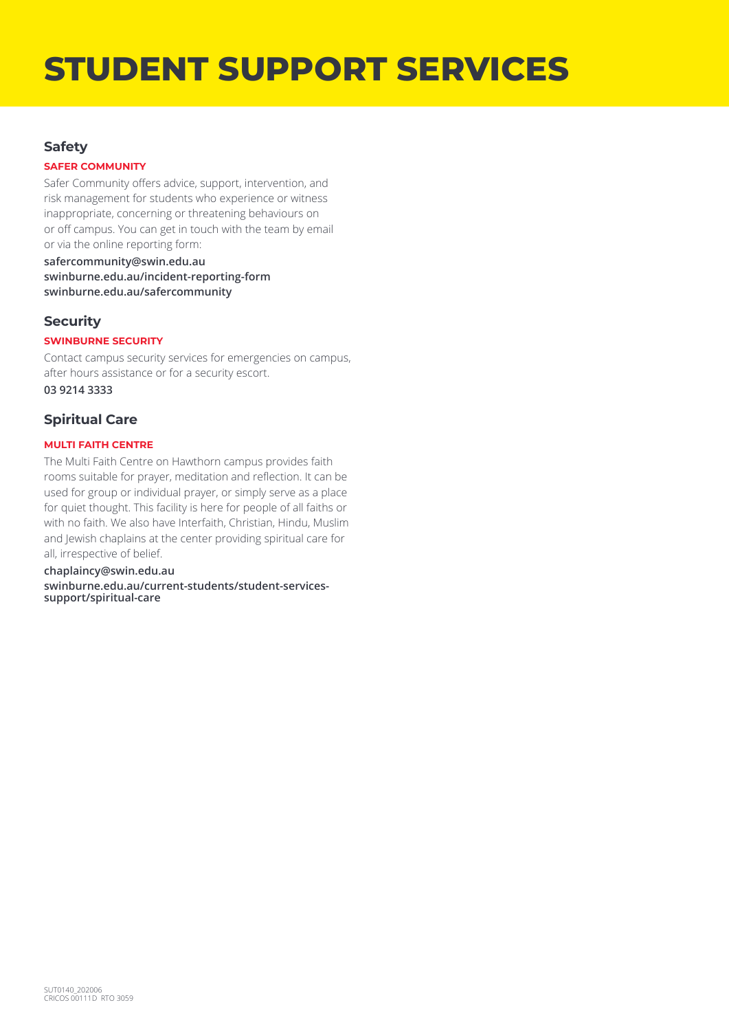# STUDENT SUPPORT SERVICES

## Safety

### SAFER COMMUNITY

Safer Community offers advice, support, intervention, and risk management for students who experience or witness inappropriate, concerning or threatening behaviours on or off campus. You can get in touch with the team by email or via the online reporting form:

**safercommunity@swin.edu.au**
**swinburne.edu.au/incident-reporting-form**
**swinburne.edu.au/safercommunity**

## Security

### SWINBURNE SECURITY

Contact campus security services for emergencies on campus, after hours assistance or for a security escort.

**03 9214 3333**

## Spiritual Care

### MULTI FAITH CENTRE

The Multi Faith Centre on Hawthorn campus provides faith rooms suitable for prayer, meditation and reflection. It can be used for group or individual prayer, or simply serve as a place for quiet thought. This facility is here for people of all faiths or with no faith. We also have Interfaith, Christian, Hindu, Muslim and Jewish chaplains at the center providing spiritual care for all, irrespective of belief.

**chaplaincy@swin.edu.au**
**swinburne.edu.au/current-students/student-services-support/spiritual-care**

SUT0140_202006
CRICOS 00111D RTO 3059